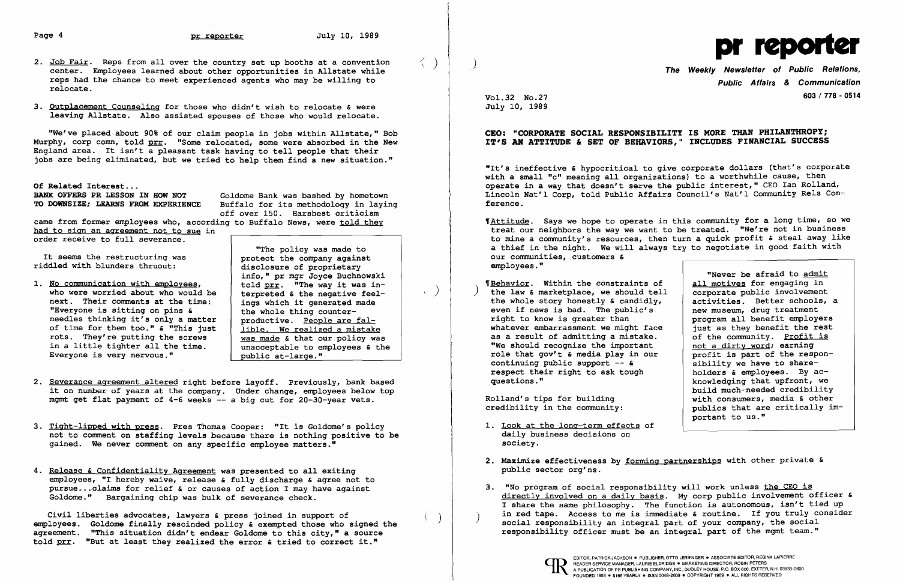2. Job Fair. Reps from all over the country set up booths at a convention center. Employees learned about other opportunities in Allstate while reps had the chance to meet experienced agents who may be willing to relocate.

3. Outplacement Counseling for those who didn't wish to relocate & were leaving Allstate. Also assisted spouses of those who would relocate.

"We've placed about 90% of our claim people in jobs within Allstate," Bob Murphy, corp comn, told prr. "Some relocated, some were absorbed in the New England area. It isn't a pleasant task having to tell people that their jobs are being eliminated, but we tried to help them find a new situation."

## Of Related Interest...

**BANK OFFERS PR LESSON IN HOW NOT TO DOWNSIZE; LEARNS FROM EXPERIENCE**

Goldome Bank was bashed by hometown Buffalo for its methodology in laying off over 150. Harshest criticism came from former employees who, according to Buffalo News, were told they had to sign an agreement not to sue in order receive to full severance.

It seems the restructuring was riddled with blunders thruout:

1. No communication with employees, who were worried about who would be next. Their comments at the time: "Everyone is sitting on pins & needles thinking it's only a matter of time for them too." & "This just rots. They're putting the screws in a little tighter all the time. Everyone is very nervous."

> "The policy was made to protect the company against disclosure of proprietary info," pr mgr Joyce Buchnowski told prr. "The way it was interpreted & the negative feelings which it generated made the whole thing counterproductive. People are fallible. We realized a mistake was made & that our policy was unacceptable to employees & the public at-large."

2. Severance agreement altered right before layoff. Previously, bank based it on number of years at the company. Under change, employees below top mgmt get flat payment of 4-6 weeks -- a big cut for 20-30-year vets.

3. Tight-lipped with press. Pres Thomas Cooper: "It is Goldome's policy not to comment on staffing levels because there is nothing positive to be gained. We never comment on any specific employee matters."

4. Release & Confidentiality Agreement was presented to all exiting employees, "I hereby waive, release & fully discharge & agree not to pursue...claims for relief & or causes of action I may have against Goldome." Bargaining chip was bulk of severance check.

Civil liberties advocates, lawyers & press joined in support of employees. Goldome finally rescinded policy & exempted those who signed the agreement. "This situation didn't endear Goldome to this city," a source told prr. "But at least they realized the error & tried to correct it."

# pr reporter

**The Weekly Newsletter of Public Relations, Public Affairs & Communication**

603 / 778 - 0514

Vol.32 No.27
July 10, 1989

## CEO: "CORPORATE SOCIAL RESPONSIBILITY IS MORE THAN PHILANTHROPY; IT'S AN ATTITUDE & SET OF BEHAVIORS," INCLUDES FINANCIAL SUCCESS

"It's ineffective & hypocritical to give corporate dollars (that's corporate with a small "c" meaning all organizations) to a worthwhile cause, then operate in a way that doesn't serve the public interest," CEO Ian Rolland, Lincoln Nat'l Corp, told Public Affairs Council's Nat'l Community Rels Conference.

¶Attitude. Says we hope to operate in this community for a long time, so we treat our neighbors the way we want to be treated. "We're not in business to mine a community's resources, then turn a quick profit & steal away like a thief in the night. We will always try to negotiate in good faith with our communities, customers & employees."

¶Behavior. Within the constraints of the law & marketplace, we should tell the whole story honestly & candidly, even if news is bad. The public's right to know is greater than whatever embarrassment we might face as a result of admitting a mistake. "We should recognize the important role that gov't & media play in our continuing public support -- & respect their right to ask tough questions."

> "Never be afraid to admit all motives for engaging in corporate public involvement activities. Better schools, a new museum, drug treatment program all benefit employers just as they benefit the rest of the community. Profit is not a dirty word; earning profit is part of the responsibility we have to shareholders & employees. By acknowledging that upfront, we build much-needed credibility with consumers, media & other publics that are critically important to us."

Rolland's tips for building credibility in the community:

1. Look at the long-term effects of daily business decisions on society.

2. Maximize effectiveness by forming partnerships with other private & public sector org'ns.

3. "No program of social responsibility will work unless the CEO is directly involved on a daily basis. My corp public involvement officer & I share the same philosophy. The function is autonomous, isn't tied up in red tape. Access to me is immediate & routine. If you truly consider social responsibility an integral part of your company, the social responsibility officer must be an integral part of the mgmt team."

EDITOR, PATRICK JACKSON • PUBLISHER, OTTO LERBINGER • ASSOCIATE EDITOR, REGINA LAPIERRE
READER SERVICE MANAGER, LAURIE ELDRIDGE • MARKETING DIRECTOR, ROBIN PETERS
A PUBLICATION OF PR PUBLISHING COMPANY, INC., DUDLEY HOUSE, P.O. BOX 600, EXETER, N.H. 03833-0600
FOUNDED 1958 • $165 YEARLY • ISSN 0048-2609 • COPYRIGHT 1989 • ALL RIGHTS RESERVED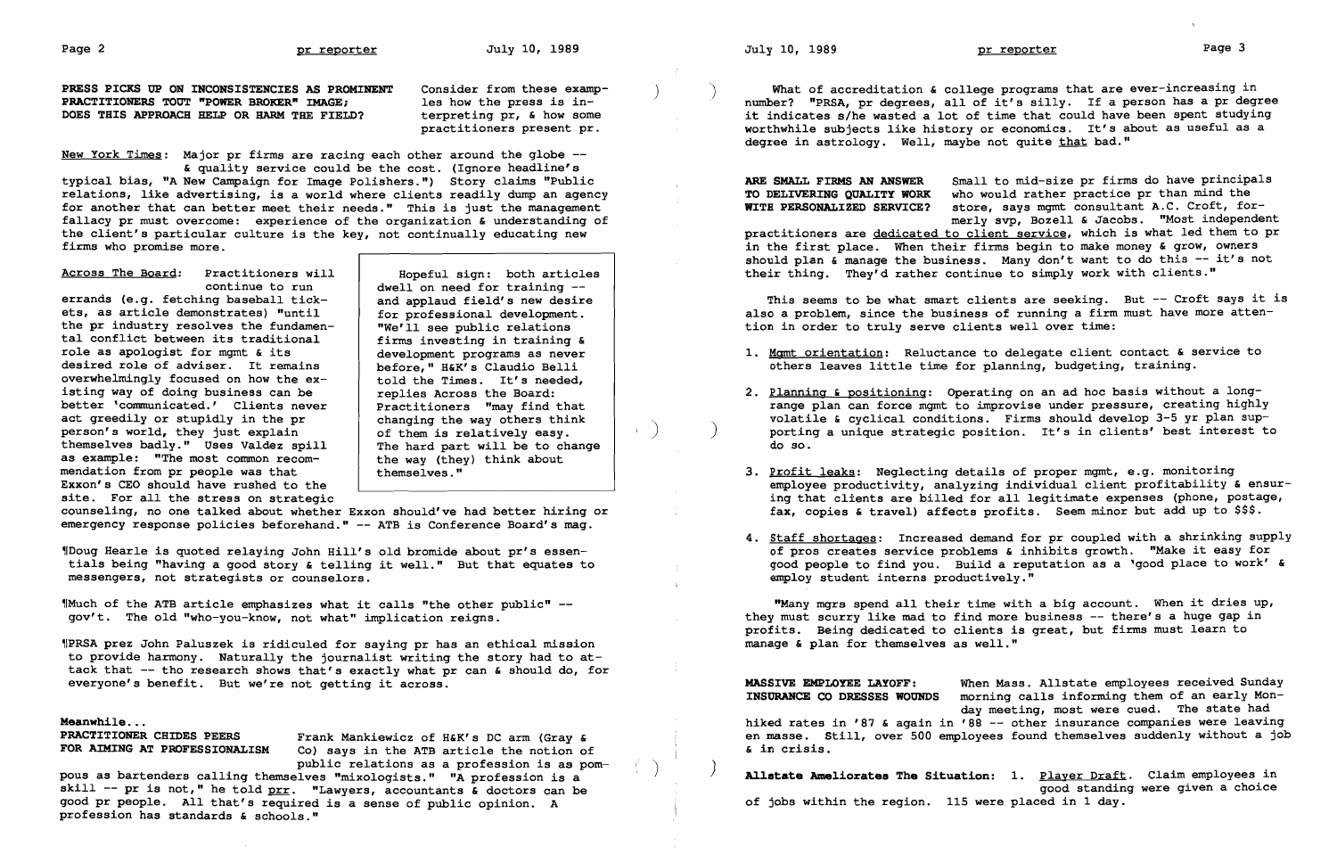**PRESS PICKS UP ON INCONSISTENCIES AS PROMINENT PRACTITIONERS TOUT "POWER BROKER" IMAGE; DOES THIS APPROACH HELP OR HARM THE FIELD?**

Consider from these examples how the press is interpreting pr, & how some practitioners present pr.

New York Times: Major pr firms are racing each other around the globe -- & quality service could be the cost. (Ignore headline's typical bias, "A New Campaign for Image Polishers.") Story claims "Public relations, like advertising, is a world where clients readily dump an agency for another that can better meet their needs." This is just the management fallacy pr must overcome: experience of the organization & understanding of the client's particular culture is the key, not continually educating new firms who promise more.

Across The Board: Practitioners will continue to run errands (e.g. fetching baseball tickets, as article demonstrates) "until the pr industry resolves the fundamental conflict between its traditional role as apologist for mgmt & its desired role of adviser. It remains overwhelmingly focused on how the existing way of doing business can be better 'communicated.' Clients never act greedily or stupidly in the pr person's world, they just explain themselves badly." Uses Valdez spill as example: "The most common recommendation from pr people was that Exxon's CEO should have rushed to the site. For all the stress on strategic counseling, no one talked about whether Exxon should've had better hiring or emergency response policies beforehand." -- ATB is Conference Board's mag.

> Hopeful sign: both articles dwell on need for training -- and applaud field's new desire for professional development. "We'll see public relations firms investing in training & development programs as never before," H&K's Claudio Belli told the Times. It's needed, replies Across the Board: Practitioners "may find that changing the way others think of them is relatively easy. The hard part will be to change the way (they) think about themselves."

¶Doug Hearle is quoted relaying John Hill's old bromide about pr's essentials being "having a good story & telling it well." But that equates to messengers, not strategists or counselors.

¶Much of the ATB article emphasizes what it calls "the other public" -- gov't. The old "who-you-know, not what" implication reigns.

¶PRSA prez John Paluszek is ridiculed for saying pr has an ethical mission to provide harmony. Naturally the journalist writing the story had to attack that -- tho research shows that's exactly what pr can & should do, for everyone's benefit. But we're not getting it across.

**Meanwhile...**

**PRACTITIONER CHIDES PEERS FOR AIMING AT PROFESSIONALISM**

Frank Mankiewicz of H&K's DC arm (Gray & Co) says in the ATB article the notion of public relations as a profession is as pompous as bartenders calling themselves "mixologists." "A profession is a skill -- pr is not," he told prr. "Lawyers, accountants & doctors can be good pr people. All that's required is a sense of public opinion. A profession has standards & schools."

What of accreditation & college programs that are ever-increasing in number? "PRSA, pr degrees, all of it's silly. If a person has a pr degree it indicates s/he wasted a lot of time that could have been spent studying worthwhile subjects like history or economics. It's about as useful as a degree in astrology. Well, maybe not quite that bad."

**ARE SMALL FIRMS AN ANSWER TO DELIVERING QUALITY WORK WITH PERSONALIZED SERVICE?**

Small to mid-size pr firms do have principals who would rather practice pr than mind the store, says mgmt consultant A.C. Croft, formerly svp, Bozell & Jacobs. "Most independent practitioners are dedicated to client service, which is what led them to pr in the first place. When their firms begin to make money & grow, owners should plan & manage the business. Many don't want to do this -- it's not their thing. They'd rather continue to simply work with clients."

This seems to be what smart clients are seeking. But -- Croft says it is also a problem, since the business of running a firm must have more attention in order to truly serve clients well over time:

1. Mgmt orientation: Reluctance to delegate client contact & service to others leaves little time for planning, budgeting, training.

2. Planning & positioning: Operating on an ad hoc basis without a long-range plan can force mgmt to improvise under pressure, creating highly volatile & cyclical conditions. Firms should develop 3-5 yr plan supporting a unique strategic position. It's in clients' best interest to do so.

3. Profit leaks: Neglecting details of proper mgmt, e.g. monitoring employee productivity, analyzing individual client profitability & ensuring that clients are billed for all legitimate expenses (phone, postage, fax, copies & travel) affects profits. Seem minor but add up to $$$.

4. Staff shortages: Increased demand for pr coupled with a shrinking supply of pros creates service problems & inhibits growth. "Make it easy for good people to find you. Build a reputation as a 'good place to work' & employ student interns productively."

"Many mgrs spend all their time with a big account. When it dries up, they must scurry like mad to find more business -- there's a huge gap in profits. Being dedicated to clients is great, but firms must learn to manage & plan for themselves as well."

**MASSIVE EMPLOYEE LAYOFF: INSURANCE CO DRESSES WOUNDS**

When Mass. Allstate employees received Sunday morning calls informing them of an early Monday meeting, most were cued. The state had hiked rates in '87 & again in '88 -- other insurance companies were leaving en masse. Still, over 500 employees found themselves suddenly without a job & in crisis.

**Allstate Ameliorates The Situation:** 1. Player Draft. Claim employees in good standing were given a choice of jobs within the region. 115 were placed in 1 day.